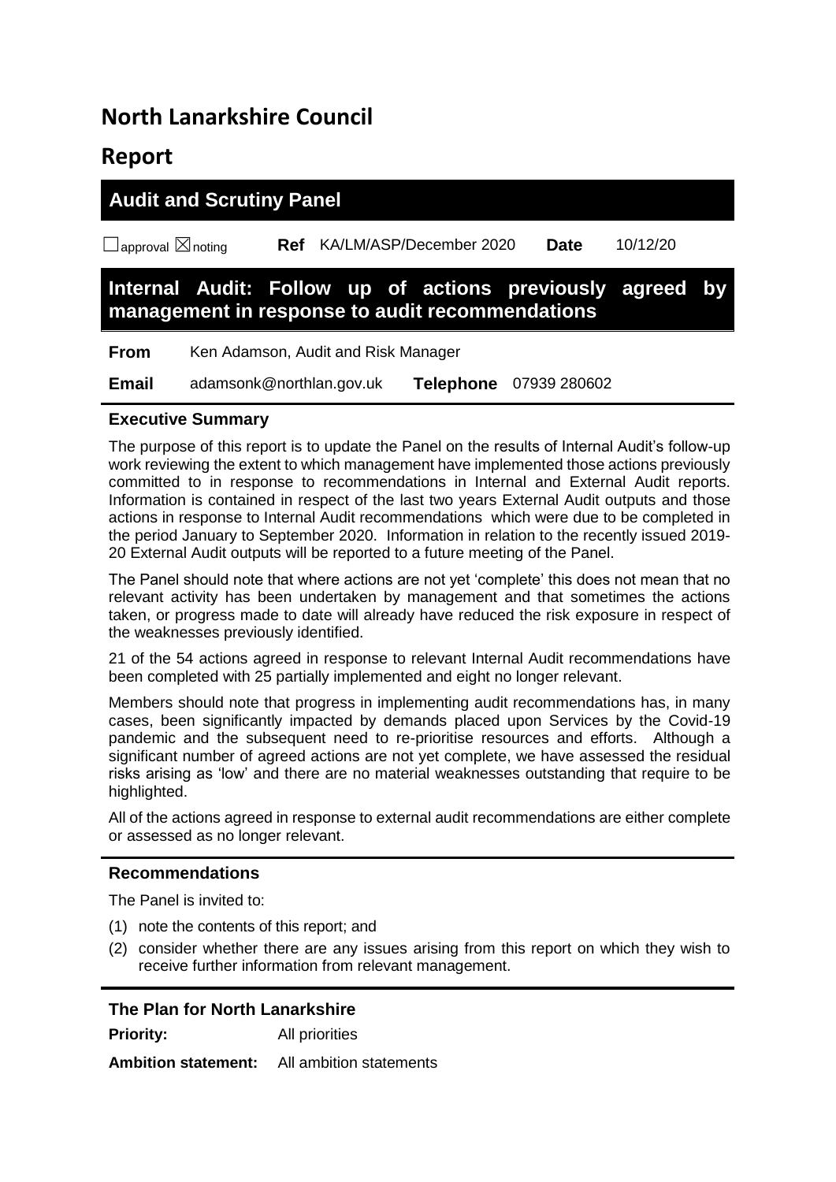# North Lanarkshire Council

# Report

## Audit and Scrutiny Panel

☐ approval ☒ noting **Ref** KA/LM/ASP/December 2020 **Date** 10/12/20

## Internal Audit: Follow up of actions previously agreed by management in response to audit recommendations

**From** Ken Adamson, Audit and Risk Manager

**Email** adamsonk@northlan.gov.uk **Telephone** 07939 280602

### Executive Summary

The purpose of this report is to update the Panel on the results of Internal Audit's follow-up work reviewing the extent to which management have implemented those actions previously committed to in response to recommendations in Internal and External Audit reports. Information is contained in respect of the last two years External Audit outputs and those actions in response to Internal Audit recommendations which were due to be completed in the period January to September 2020. Information in relation to the recently issued 2019-20 External Audit outputs will be reported to a future meeting of the Panel.

The Panel should note that where actions are not yet 'complete' this does not mean that no relevant activity has been undertaken by management and that sometimes the actions taken, or progress made to date will already have reduced the risk exposure in respect of the weaknesses previously identified.

21 of the 54 actions agreed in response to relevant Internal Audit recommendations have been completed with 25 partially implemented and eight no longer relevant.

Members should note that progress in implementing audit recommendations has, in many cases, been significantly impacted by demands placed upon Services by the Covid-19 pandemic and the subsequent need to re-prioritise resources and efforts. Although a significant number of agreed actions are not yet complete, we have assessed the residual risks arising as 'low' and there are no material weaknesses outstanding that require to be highlighted.

All of the actions agreed in response to external audit recommendations are either complete or assessed as no longer relevant.

### Recommendations

The Panel is invited to:

(1) note the contents of this report; and

(2) consider whether there are any issues arising from this report on which they wish to receive further information from relevant management.

### The Plan for North Lanarkshire

**Priority:** All priorities

**Ambition statement:** All ambition statements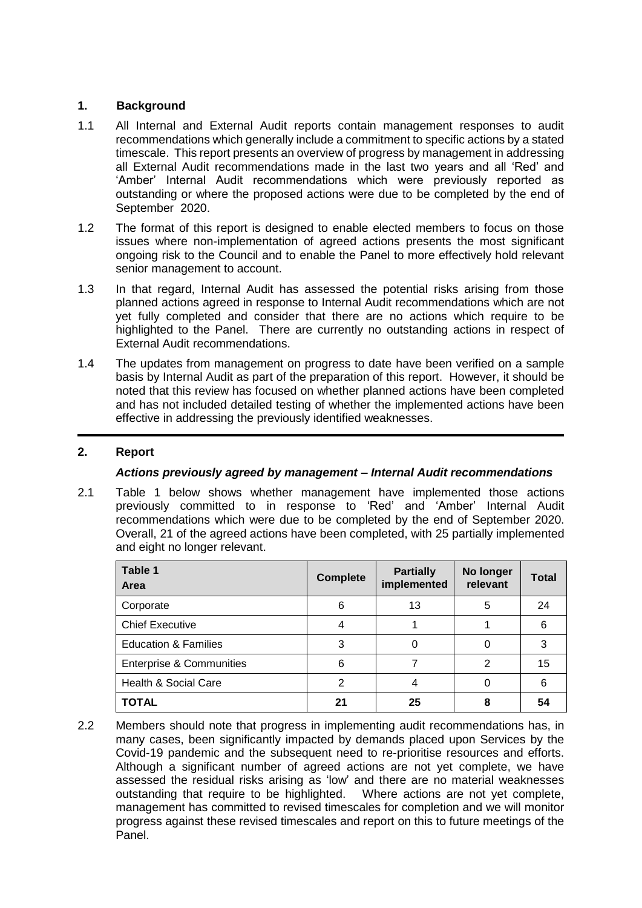## 1. Background

1.1 All Internal and External Audit reports contain management responses to audit recommendations which generally include a commitment to specific actions by a stated timescale. This report presents an overview of progress by management in addressing all External Audit recommendations made in the last two years and all 'Red' and 'Amber' Internal Audit recommendations which were previously reported as outstanding or where the proposed actions were due to be completed by the end of September 2020.

1.2 The format of this report is designed to enable elected members to focus on those issues where non-implementation of agreed actions presents the most significant ongoing risk to the Council and to enable the Panel to more effectively hold relevant senior management to account.

1.3 In that regard, Internal Audit has assessed the potential risks arising from those planned actions agreed in response to Internal Audit recommendations which are not yet fully completed and consider that there are no actions which require to be highlighted to the Panel. There are currently no outstanding actions in respect of External Audit recommendations.

1.4 The updates from management on progress to date have been verified on a sample basis by Internal Audit as part of the preparation of this report. However, it should be noted that this review has focused on whether planned actions have been completed and has not included detailed testing of whether the implemented actions have been effective in addressing the previously identified weaknesses.

## 2. Report

### *Actions previously agreed by management – Internal Audit recommendations*

2.1 Table 1 below shows whether management have implemented those actions previously committed to in response to 'Red' and 'Amber' Internal Audit recommendations which were due to be completed by the end of September 2020. Overall, 21 of the agreed actions have been completed, with 25 partially implemented and eight no longer relevant.

| Table 1<br>Area | Complete | Partially implemented | No longer relevant | Total |
|---|---|---|---|---|
| Corporate | 6 | 13 | 5 | 24 |
| Chief Executive | 4 | 1 | 1 | 6 |
| Education & Families | 3 | 0 | 0 | 3 |
| Enterprise & Communities | 6 | 7 | 2 | 15 |
| Health & Social Care | 2 | 4 | 0 | 6 |
| **TOTAL** | **21** | **25** | **8** | **54** |

2.2 Members should note that progress in implementing audit recommendations has, in many cases, been significantly impacted by demands placed upon Services by the Covid-19 pandemic and the subsequent need to re-prioritise resources and efforts. Although a significant number of agreed actions are not yet complete, we have assessed the residual risks arising as 'low' and there are no material weaknesses outstanding that require to be highlighted. Where actions are not yet complete, management has committed to revised timescales for completion and we will monitor progress against these revised timescales and report on this to future meetings of the Panel.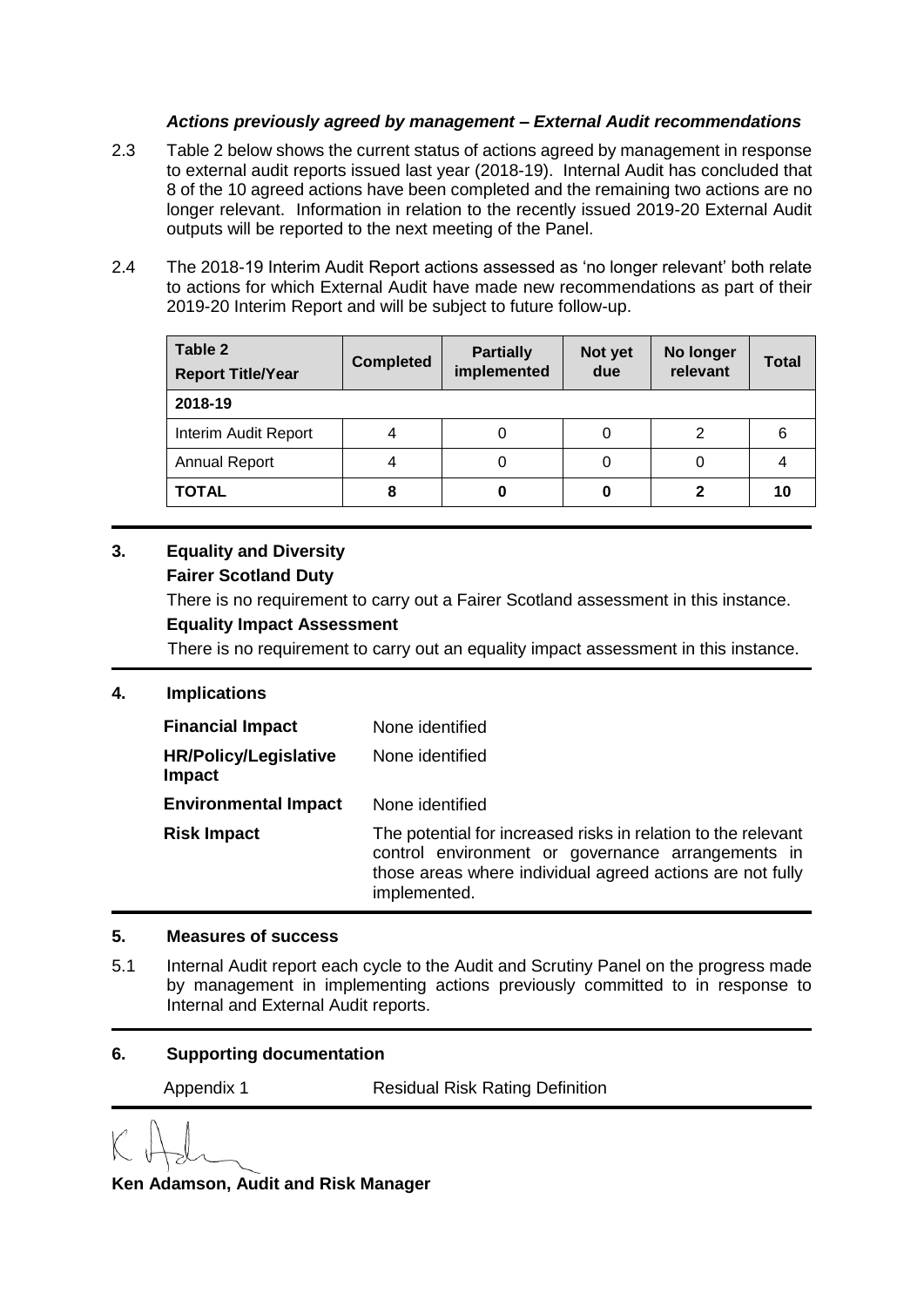### *Actions previously agreed by management – External Audit recommendations*

2.3 Table 2 below shows the current status of actions agreed by management in response to external audit reports issued last year (2018-19). Internal Audit has concluded that 8 of the 10 agreed actions have been completed and the remaining two actions are no longer relevant. Information in relation to the recently issued 2019-20 External Audit outputs will be reported to the next meeting of the Panel.

2.4 The 2018-19 Interim Audit Report actions assessed as 'no longer relevant' both relate to actions for which External Audit have made new recommendations as part of their 2019-20 Interim Report and will be subject to future follow-up.

| **Table 2**<br>**Report Title/Year** | **Completed** | **Partially implemented** | **Not yet due** | **No longer relevant** | **Total** |
|---|---|---|---|---|---|
| **2018-19** | | | | | |
| Interim Audit Report | 4 | 0 | 0 | 2 | 6 |
| Annual Report | 4 | 0 | 0 | 0 | 4 |
| **TOTAL** | **8** | **0** | **0** | **2** | **10** |

## 3. Equality and Diversity

**Fairer Scotland Duty**

There is no requirement to carry out a Fairer Scotland assessment in this instance.

**Equality Impact Assessment**

There is no requirement to carry out an equality impact assessment in this instance.

## 4. Implications

| | |
|---|---|
| **Financial Impact** | None identified |
| **HR/Policy/Legislative Impact** | None identified |
| **Environmental Impact** | None identified |
| **Risk Impact** | The potential for increased risks in relation to the relevant control environment or governance arrangements in those areas where individual agreed actions are not fully implemented. |

## 5. Measures of success

5.1 Internal Audit report each cycle to the Audit and Scrutiny Panel on the progress made by management in implementing actions previously committed to in response to Internal and External Audit reports.

## 6. Supporting documentation

Appendix 1 Residual Risk Rating Definition

**Ken Adamson, Audit and Risk Manager**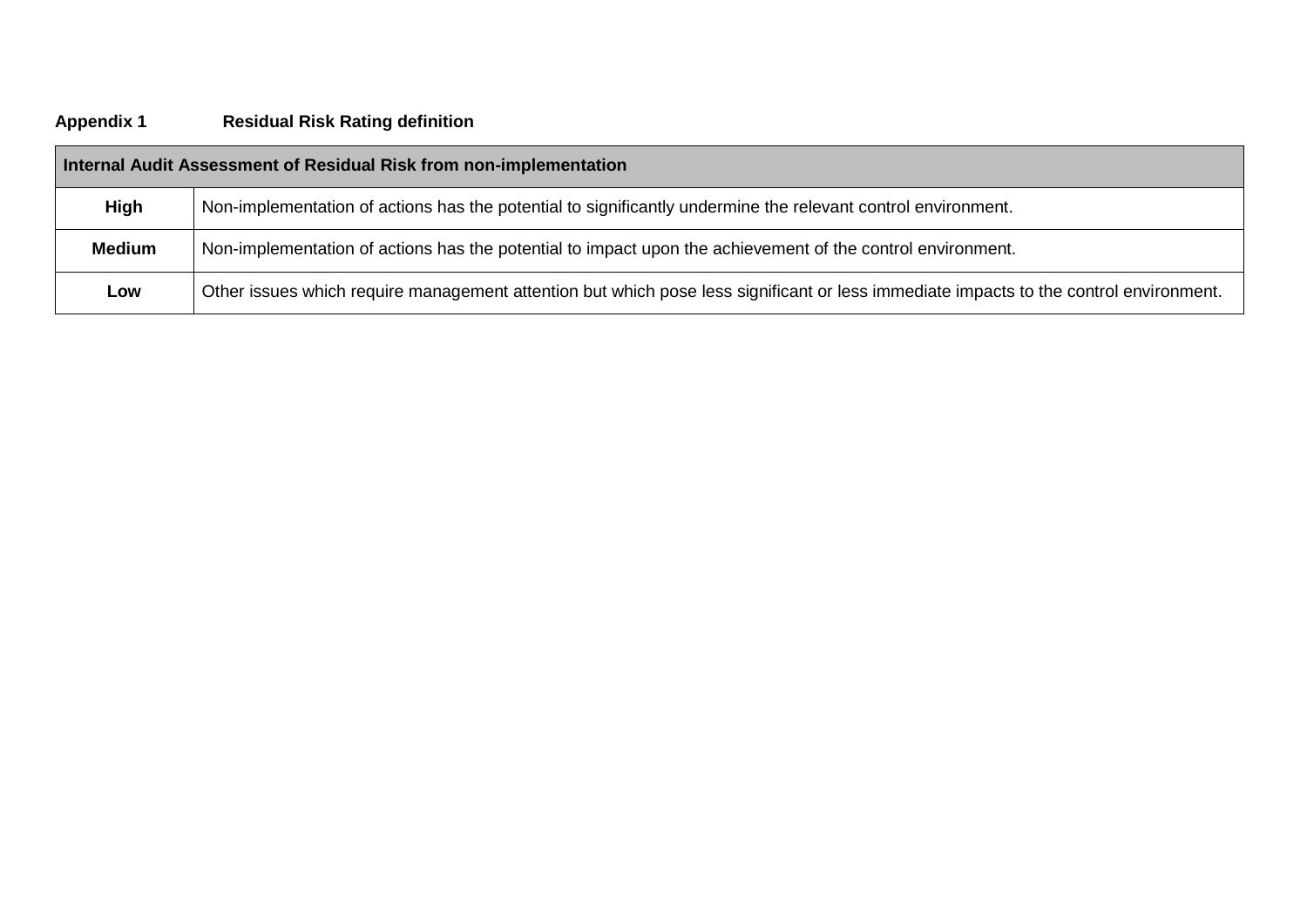**Appendix 1 Residual Risk Rating definition**

| Internal Audit Assessment of Residual Risk from non-implementation | |
|---|---|
| **High** | Non-implementation of actions has the potential to significantly undermine the relevant control environment. |
| **Medium** | Non-implementation of actions has the potential to impact upon the achievement of the control environment. |
| **Low** | Other issues which require management attention but which pose less significant or less immediate impacts to the control environment. |